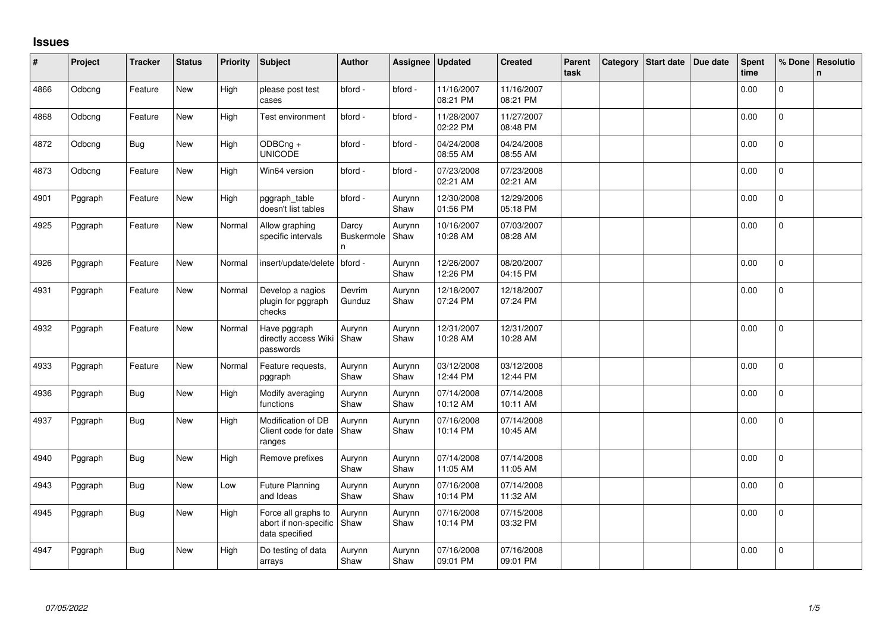# Issues

| # | Project | Tracker | Status | Priority | Subject | Author | Assignee | Updated | Created | Parent task | Category | Start date | Due date | Spent time | % Done | Resolution |
|---|---|---|---|---|---|---|---|---|---|---|---|---|---|---|---|---|
| 4866 | Odbcng | Feature | New | High | please post test cases | bford - | bford - | 11/16/2007 08:21 PM | 11/16/2007 08:21 PM | | | | | 0.00 | 0 | |
| 4868 | Odbcng | Feature | New | High | Test environment | bford - | bford - | 11/28/2007 02:22 PM | 11/27/2007 08:48 PM | | | | | 0.00 | 0 | |
| 4872 | Odbcng | Bug | New | High | ODBCng + UNICODE | bford - | bford - | 04/24/2008 08:55 AM | 04/24/2008 08:55 AM | | | | | 0.00 | 0 | |
| 4873 | Odbcng | Feature | New | High | Win64 version | bford - | bford - | 07/23/2008 02:21 AM | 07/23/2008 02:21 AM | | | | | 0.00 | 0 | |
| 4901 | Pggraph | Feature | New | High | pggraph_table doesn't list tables | bford - | Aurynn Shaw | 12/30/2008 01:56 PM | 12/29/2006 05:18 PM | | | | | 0.00 | 0 | |
| 4925 | Pggraph | Feature | New | Normal | Allow graphing specific intervals | Darcy Buskermolen | Aurynn Shaw | 10/16/2007 10:28 AM | 07/03/2007 08:28 AM | | | | | 0.00 | 0 | |
| 4926 | Pggraph | Feature | New | Normal | insert/update/delete | bford - | Aurynn Shaw | 12/26/2007 12:26 PM | 08/20/2007 04:15 PM | | | | | 0.00 | 0 | |
| 4931 | Pggraph | Feature | New | Normal | Develop a nagios plugin for pggraph checks | Devrim Gunduz | Aurynn Shaw | 12/18/2007 07:24 PM | 12/18/2007 07:24 PM | | | | | 0.00 | 0 | |
| 4932 | Pggraph | Feature | New | Normal | Have pggraph directly access Wiki passwords | Aurynn Shaw | Aurynn Shaw | 12/31/2007 10:28 AM | 12/31/2007 10:28 AM | | | | | 0.00 | 0 | |
| 4933 | Pggraph | Feature | New | Normal | Feature requests, pggraph | Aurynn Shaw | Aurynn Shaw | 03/12/2008 12:44 PM | 03/12/2008 12:44 PM | | | | | 0.00 | 0 | |
| 4936 | Pggraph | Bug | New | High | Modify averaging functions | Aurynn Shaw | Aurynn Shaw | 07/14/2008 10:12 AM | 07/14/2008 10:11 AM | | | | | 0.00 | 0 | |
| 4937 | Pggraph | Bug | New | High | Modification of DB Client code for date ranges | Aurynn Shaw | Aurynn Shaw | 07/16/2008 10:14 PM | 07/14/2008 10:45 AM | | | | | 0.00 | 0 | |
| 4940 | Pggraph | Bug | New | High | Remove prefixes | Aurynn Shaw | Aurynn Shaw | 07/14/2008 11:05 AM | 07/14/2008 11:05 AM | | | | | 0.00 | 0 | |
| 4943 | Pggraph | Bug | New | Low | Future Planning and Ideas | Aurynn Shaw | Aurynn Shaw | 07/16/2008 10:14 PM | 07/14/2008 11:32 AM | | | | | 0.00 | 0 | |
| 4945 | Pggraph | Bug | New | High | Force all graphs to abort if non-specific data specified | Aurynn Shaw | Aurynn Shaw | 07/16/2008 10:14 PM | 07/15/2008 03:32 PM | | | | | 0.00 | 0 | |
| 4947 | Pggraph | Bug | New | High | Do testing of data arrays | Aurynn Shaw | Aurynn Shaw | 07/16/2008 09:01 PM | 07/16/2008 09:01 PM | | | | | 0.00 | 0 | |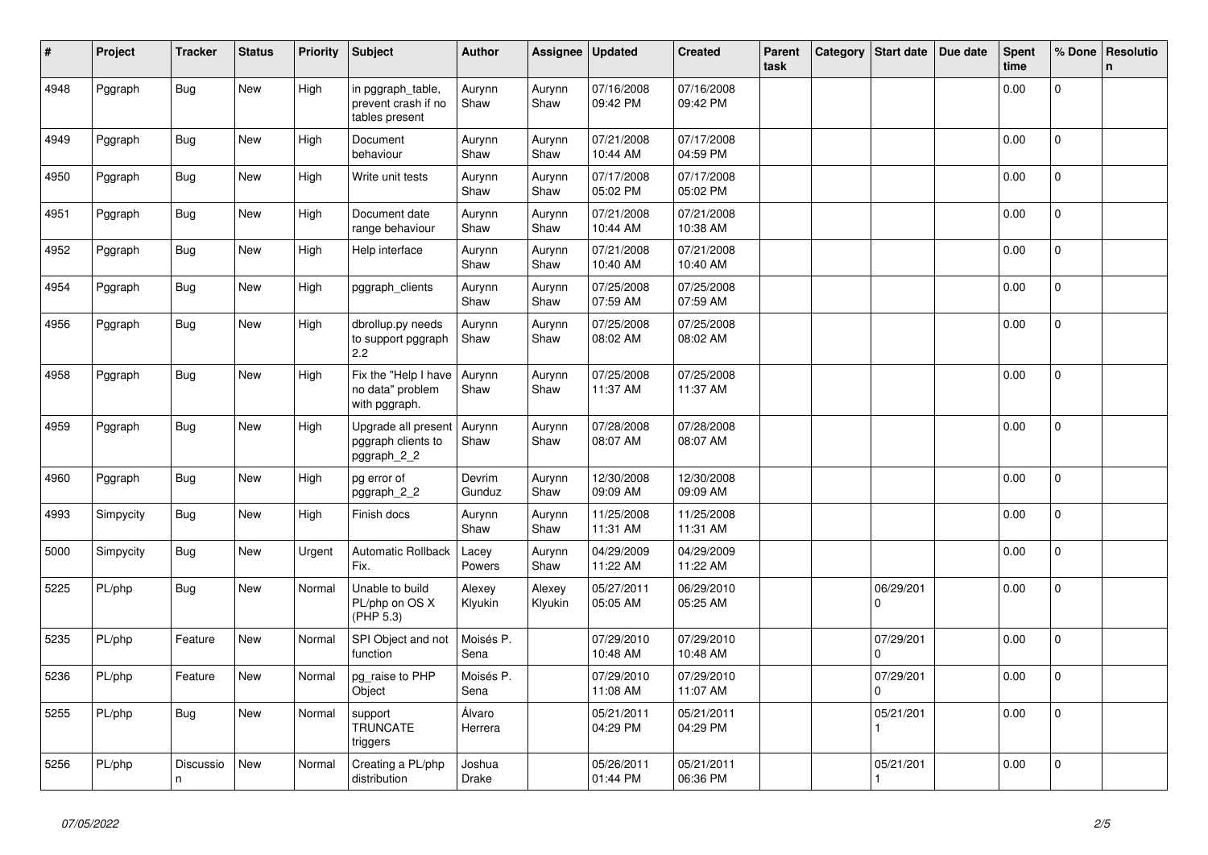| # | Project | Tracker | Status | Priority | Subject | Author | Assignee | Updated | Created | Parent task | Category | Start date | Due date | Spent time | % Done | Resolution |
|---|---|---|---|---|---|---|---|---|---|---|---|---|---|---|---|---|
| 4948 | Pggraph | Bug | New | High | in pggraph_table, prevent crash if no tables present | Aurynn Shaw | Aurynn Shaw | 07/16/2008 09:42 PM | 07/16/2008 09:42 PM | | | | | 0.00 | 0 | |
| 4949 | Pggraph | Bug | New | High | Document behaviour | Aurynn Shaw | Aurynn Shaw | 07/21/2008 10:44 AM | 07/17/2008 04:59 PM | | | | | 0.00 | 0 | |
| 4950 | Pggraph | Bug | New | High | Write unit tests | Aurynn Shaw | Aurynn Shaw | 07/17/2008 05:02 PM | 07/17/2008 05:02 PM | | | | | 0.00 | 0 | |
| 4951 | Pggraph | Bug | New | High | Document date range behaviour | Aurynn Shaw | Aurynn Shaw | 07/21/2008 10:44 AM | 07/21/2008 10:38 AM | | | | | 0.00 | 0 | |
| 4952 | Pggraph | Bug | New | High | Help interface | Aurynn Shaw | Aurynn Shaw | 07/21/2008 10:40 AM | 07/21/2008 10:40 AM | | | | | 0.00 | 0 | |
| 4954 | Pggraph | Bug | New | High | pggraph_clients | Aurynn Shaw | Aurynn Shaw | 07/25/2008 07:59 AM | 07/25/2008 07:59 AM | | | | | 0.00 | 0 | |
| 4956 | Pggraph | Bug | New | High | dbrollup.py needs to support pggraph 2.2 | Aurynn Shaw | Aurynn Shaw | 07/25/2008 08:02 AM | 07/25/2008 08:02 AM | | | | | 0.00 | 0 | |
| 4958 | Pggraph | Bug | New | High | Fix the "Help I have no data" problem with pggraph. | Aurynn Shaw | Aurynn Shaw | 07/25/2008 11:37 AM | 07/25/2008 11:37 AM | | | | | 0.00 | 0 | |
| 4959 | Pggraph | Bug | New | High | Upgrade all present pggraph clients to pggraph_2_2 | Aurynn Shaw | Aurynn Shaw | 07/28/2008 08:07 AM | 07/28/2008 08:07 AM | | | | | 0.00 | 0 | |
| 4960 | Pggraph | Bug | New | High | pg error of pggraph_2_2 | Devrim Gunduz | Aurynn Shaw | 12/30/2008 09:09 AM | 12/30/2008 09:09 AM | | | | | 0.00 | 0 | |
| 4993 | Simpycity | Bug | New | High | Finish docs | Aurynn Shaw | Aurynn Shaw | 11/25/2008 11:31 AM | 11/25/2008 11:31 AM | | | | | 0.00 | 0 | |
| 5000 | Simpycity | Bug | New | Urgent | Automatic Rollback Fix. | Lacey Powers | Aurynn Shaw | 04/29/2009 11:22 AM | 04/29/2009 11:22 AM | | | | | 0.00 | 0 | |
| 5225 | PL/php | Bug | New | Normal | Unable to build PL/php on OS X (PHP 5.3) | Alexey Klyukin | Alexey Klyukin | 05/27/2011 05:05 AM | 06/29/2010 05:25 AM | | | 06/29/2010 | | 0.00 | 0 | |
| 5235 | PL/php | Feature | New | Normal | SPI Object and not function | Moisés P. Sena | | 07/29/2010 10:48 AM | 07/29/2010 10:48 AM | | | 07/29/2010 | | 0.00 | 0 | |
| 5236 | PL/php | Feature | New | Normal | pg_raise to PHP Object | Moisés P. Sena | | 07/29/2010 11:08 AM | 07/29/2010 11:07 AM | | | 07/29/2010 | | 0.00 | 0 | |
| 5255 | PL/php | Bug | New | Normal | support TRUNCATE triggers | Álvaro Herrera | | 05/21/2011 04:29 PM | 05/21/2011 04:29 PM | | | 05/21/2011 | | 0.00 | 0 | |
| 5256 | PL/php | Discussion | New | Normal | Creating a PL/php distribution | Joshua Drake | | 05/26/2011 01:44 PM | 05/21/2011 06:36 PM | | | 05/21/2011 | | 0.00 | 0 | |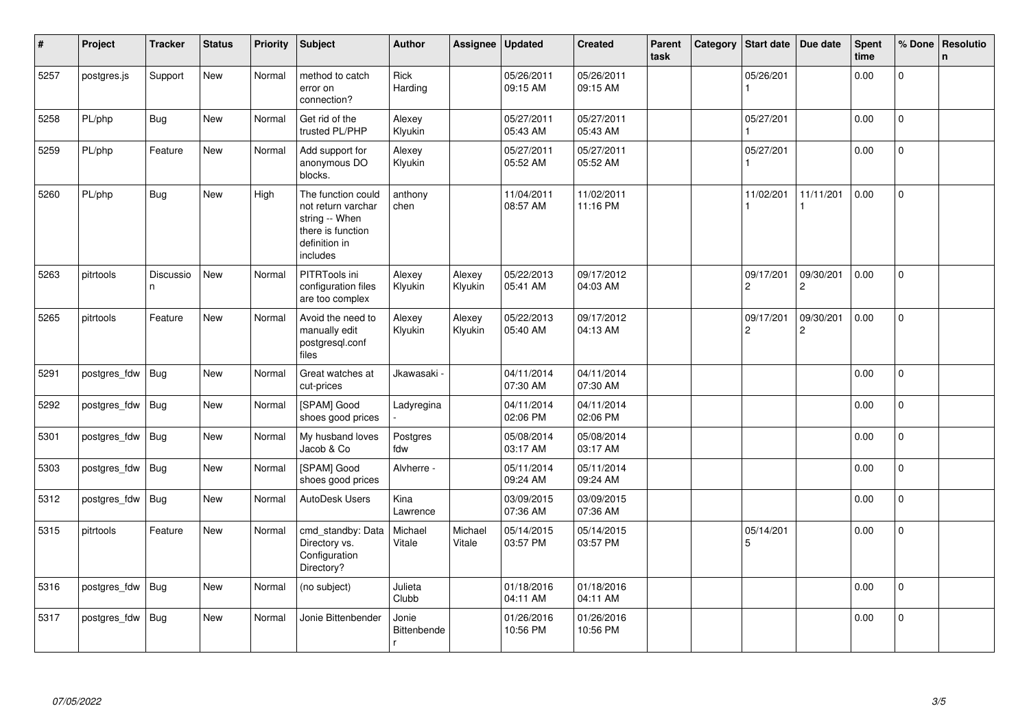| # | Project | Tracker | Status | Priority | Subject | Author | Assignee | Updated | Created | Parent task | Category | Start date | Due date | Spent time | % Done | Resolution |
|---|---|---|---|---|---|---|---|---|---|---|---|---|---|---|---|---|
| 5257 | postgres.js | Support | New | Normal | method to catch error on connection? | Rick Harding | | 05/26/2011 09:15 AM | 05/26/2011 09:15 AM | | | 05/26/2011 | | 0.00 | 0 | |
| 5258 | PL/php | Bug | New | Normal | Get rid of the trusted PL/PHP | Alexey Klyukin | | 05/27/2011 05:43 AM | 05/27/2011 05:43 AM | | | 05/27/2011 | | 0.00 | 0 | |
| 5259 | PL/php | Feature | New | Normal | Add support for anonymous DO blocks. | Alexey Klyukin | | 05/27/2011 05:52 AM | 05/27/2011 05:52 AM | | | 05/27/2011 | | 0.00 | 0 | |
| 5260 | PL/php | Bug | New | High | The function could not return varchar string -- When there is function definition in includes | anthony chen | | 11/04/2011 08:57 AM | 11/02/2011 11:16 PM | | | 11/02/2011 | 11/11/2011 | 0.00 | 0 | |
| 5263 | pitrtools | Discussion | New | Normal | PITRTools ini configuration files are too complex | Alexey Klyukin | Alexey Klyukin | 05/22/2013 05:41 AM | 09/17/2012 04:03 AM | | | 09/17/2012 | 09/30/2012 | 0.00 | 0 | |
| 5265 | pitrtools | Feature | New | Normal | Avoid the need to manually edit postgresql.conf files | Alexey Klyukin | Alexey Klyukin | 05/22/2013 05:40 AM | 09/17/2012 04:13 AM | | | 09/17/2012 | 09/30/2012 | 0.00 | 0 | |
| 5291 | postgres_fdw | Bug | New | Normal | Great watches at cut-prices | Jkawasaki - | | 04/11/2014 07:30 AM | 04/11/2014 07:30 AM | | | | | 0.00 | 0 | |
| 5292 | postgres_fdw | Bug | New | Normal | [SPAM] Good shoes good prices | Ladyregina - | | 04/11/2014 02:06 PM | 04/11/2014 02:06 PM | | | | | 0.00 | 0 | |
| 5301 | postgres_fdw | Bug | New | Normal | My husband loves Jacob & Co | Postgres fdw | | 05/08/2014 03:17 AM | 05/08/2014 03:17 AM | | | | | 0.00 | 0 | |
| 5303 | postgres_fdw | Bug | New | Normal | [SPAM] Good shoes good prices | Alvherre - | | 05/11/2014 09:24 AM | 05/11/2014 09:24 AM | | | | | 0.00 | 0 | |
| 5312 | postgres_fdw | Bug | New | Normal | AutoDesk Users | Kina Lawrence | | 03/09/2015 07:36 AM | 03/09/2015 07:36 AM | | | | | 0.00 | 0 | |
| 5315 | pitrtools | Feature | New | Normal | cmd_standby: Data Directory vs. Configuration Directory? | Michael Vitale | Michael Vitale | 05/14/2015 03:57 PM | 05/14/2015 03:57 PM | | | 05/14/2015 | | 0.00 | 0 | |
| 5316 | postgres_fdw | Bug | New | Normal | (no subject) | Julieta Clubb | | 01/18/2016 04:11 AM | 01/18/2016 04:11 AM | | | | | 0.00 | 0 | |
| 5317 | postgres_fdw | Bug | New | Normal | Jonie Bittenbender | Jonie Bittenbender | | 01/26/2016 10:56 PM | 01/26/2016 10:56 PM | | | | | 0.00 | 0 | |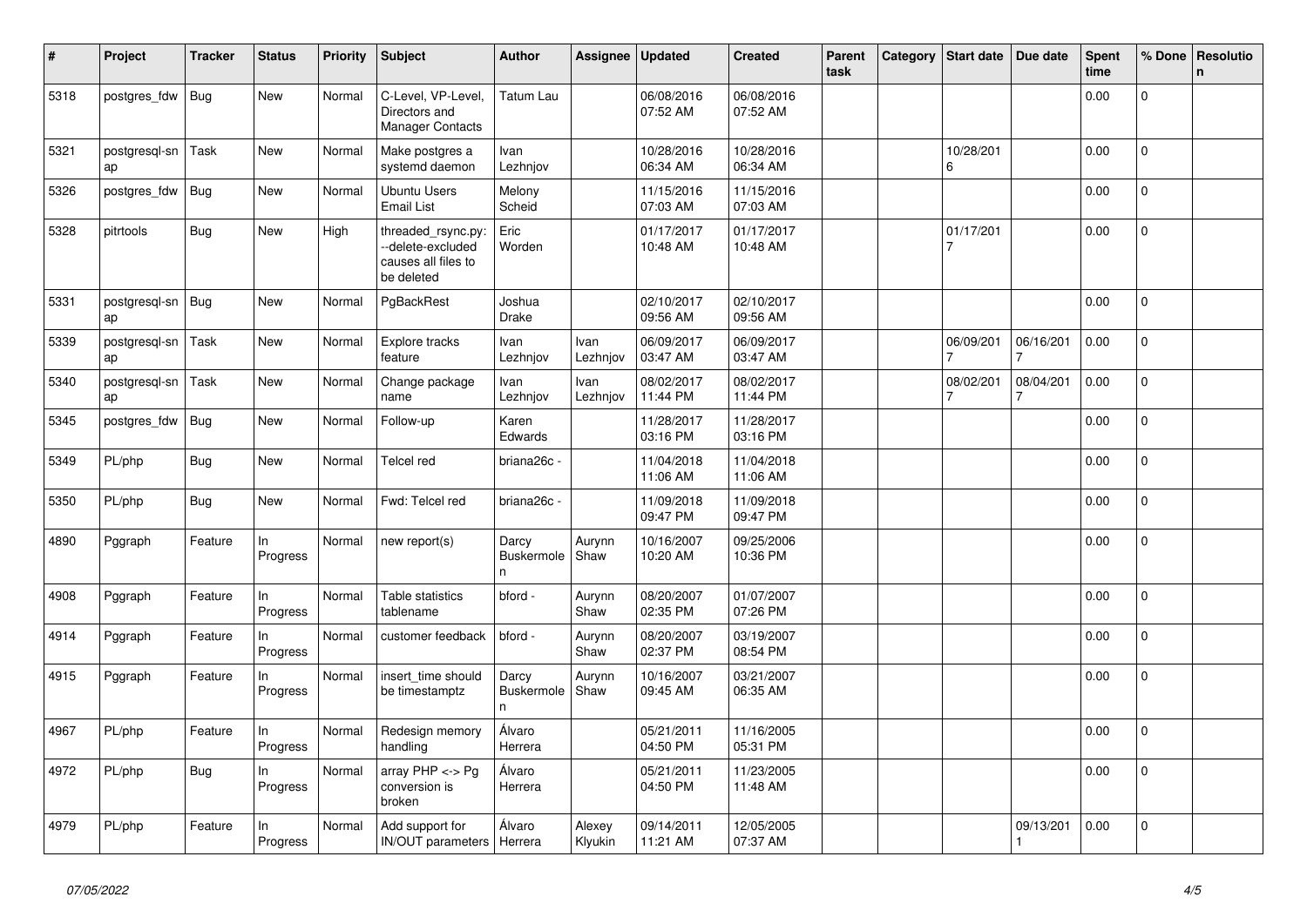| # | Project | Tracker | Status | Priority | Subject | Author | Assignee | Updated | Created | Parent task | Category | Start date | Due date | Spent time | % Done | Resolution |
|---|---|---|---|---|---|---|---|---|---|---|---|---|---|---|---|---|
| 5318 | postgres_fdw | Bug | New | Normal | C-Level, VP-Level, Directors and Manager Contacts | Tatum Lau | | 06/08/2016 07:52 AM | 06/08/2016 07:52 AM | | | | | 0.00 | 0 | |
| 5321 | postgresql-snap | Task | New | Normal | Make postgres a systemd daemon | Ivan Lezhnjov | | 10/28/2016 06:34 AM | 10/28/2016 06:34 AM | | | 10/28/2016 | | 0.00 | 0 | |
| 5326 | postgres_fdw | Bug | New | Normal | Ubuntu Users Email List | Melony Scheid | | 11/15/2016 07:03 AM | 11/15/2016 07:03 AM | | | | | 0.00 | 0 | |
| 5328 | pitrtools | Bug | New | High | threaded_rsync.py: --delete-excluded causes all files to be deleted | Eric Worden | | 01/17/2017 10:48 AM | 01/17/2017 10:48 AM | | | 01/17/2017 | | 0.00 | 0 | |
| 5331 | postgresql-snap | Bug | New | Normal | PgBackRest | Joshua Drake | | 02/10/2017 09:56 AM | 02/10/2017 09:56 AM | | | | | 0.00 | 0 | |
| 5339 | postgresql-snap | Task | New | Normal | Explore tracks feature | Ivan Lezhnjov | Ivan Lezhnjov | 06/09/2017 03:47 AM | 06/09/2017 03:47 AM | | | 06/09/2017 | 06/16/2017 | 0.00 | 0 | |
| 5340 | postgresql-snap | Task | New | Normal | Change package name | Ivan Lezhnjov | Ivan Lezhnjov | 08/02/2017 11:44 PM | 08/02/2017 11:44 PM | | | 08/02/2017 | 08/04/2017 | 0.00 | 0 | |
| 5345 | postgres_fdw | Bug | New | Normal | Follow-up | Karen Edwards | | 11/28/2017 03:16 PM | 11/28/2017 03:16 PM | | | | | 0.00 | 0 | |
| 5349 | PL/php | Bug | New | Normal | Telcel red | briana26c - | | 11/04/2018 11:06 AM | 11/04/2018 11:06 AM | | | | | 0.00 | 0 | |
| 5350 | PL/php | Bug | New | Normal | Fwd: Telcel red | briana26c - | | 11/09/2018 09:47 PM | 11/09/2018 09:47 PM | | | | | 0.00 | 0 | |
| 4890 | Pggraph | Feature | In Progress | Normal | new report(s) | Darcy Buskermolen | Aurynn Shaw | 10/16/2007 10:20 AM | 09/25/2006 10:36 PM | | | | | 0.00 | 0 | |
| 4908 | Pggraph | Feature | In Progress | Normal | Table statistics tablename | bford - | Aurynn Shaw | 08/20/2007 02:35 PM | 01/07/2007 07:26 PM | | | | | 0.00 | 0 | |
| 4914 | Pggraph | Feature | In Progress | Normal | customer feedback | bford - | Aurynn Shaw | 08/20/2007 02:37 PM | 03/19/2007 08:54 PM | | | | | 0.00 | 0 | |
| 4915 | Pggraph | Feature | In Progress | Normal | insert_time should be timestamptz | Darcy Buskermolen | Aurynn Shaw | 10/16/2007 09:45 AM | 03/21/2007 06:35 AM | | | | | 0.00 | 0 | |
| 4967 | PL/php | Feature | In Progress | Normal | Redesign memory handling | Álvaro Herrera | | 05/21/2011 04:50 PM | 11/16/2005 05:31 PM | | | | | 0.00 | 0 | |
| 4972 | PL/php | Bug | In Progress | Normal | array PHP <-> Pg conversion is broken | Álvaro Herrera | | 05/21/2011 04:50 PM | 11/23/2005 11:48 AM | | | | | 0.00 | 0 | |
| 4979 | PL/php | Feature | In Progress | Normal | Add support for IN/OUT parameters | Álvaro Herrera | Alexey Klyukin | 09/14/2011 11:21 AM | 12/05/2005 07:37 AM | | | | 09/13/2011 | 0.00 | 0 | |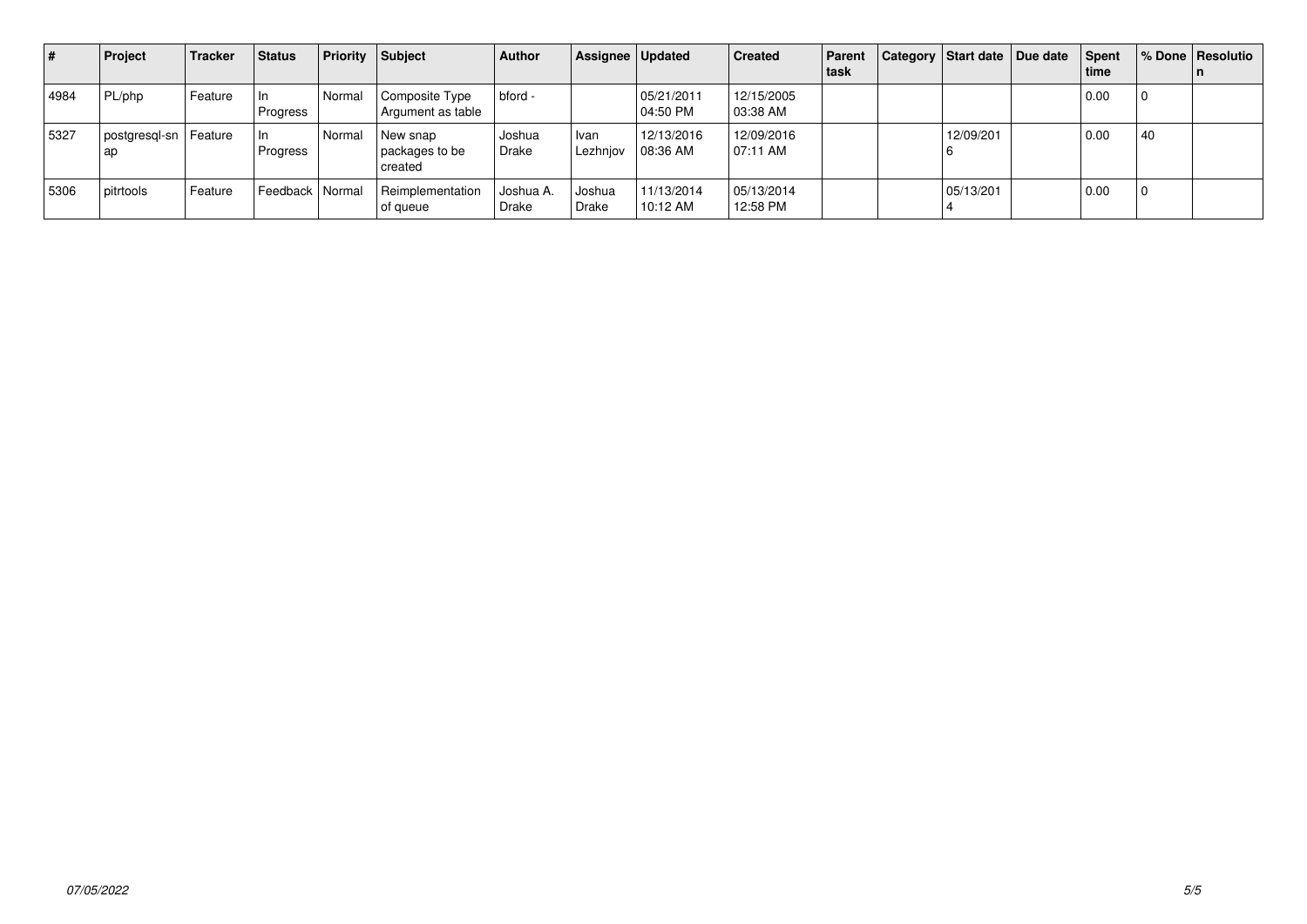| # | Project | Tracker | Status | Priority | Subject | Author | Assignee | Updated | Created | Parent task | Category | Start date | Due date | Spent time | % Done | Resolution |
|---|---|---|---|---|---|---|---|---|---|---|---|---|---|---|---|---|
| 4984 | PL/php | Feature | In Progress | Normal | Composite Type Argument as table | bford - | | 05/21/2011 04:50 PM | 12/15/2005 03:38 AM | | | | | 0.00 | 0 | |
| 5327 | postgresql-snap | Feature | In Progress | Normal | New snap packages to be created | Joshua Drake | Ivan Lezhnjov | 12/13/2016 08:36 AM | 12/09/2016 07:11 AM | | | 12/09/2016 | | 0.00 | 40 | |
| 5306 | pitrtools | Feature | Feedback | Normal | Reimplementation of queue | Joshua A. Drake | Joshua Drake | 11/13/2014 10:12 AM | 05/13/2014 12:58 PM | | | 05/13/2014 | | 0.00 | 0 | |